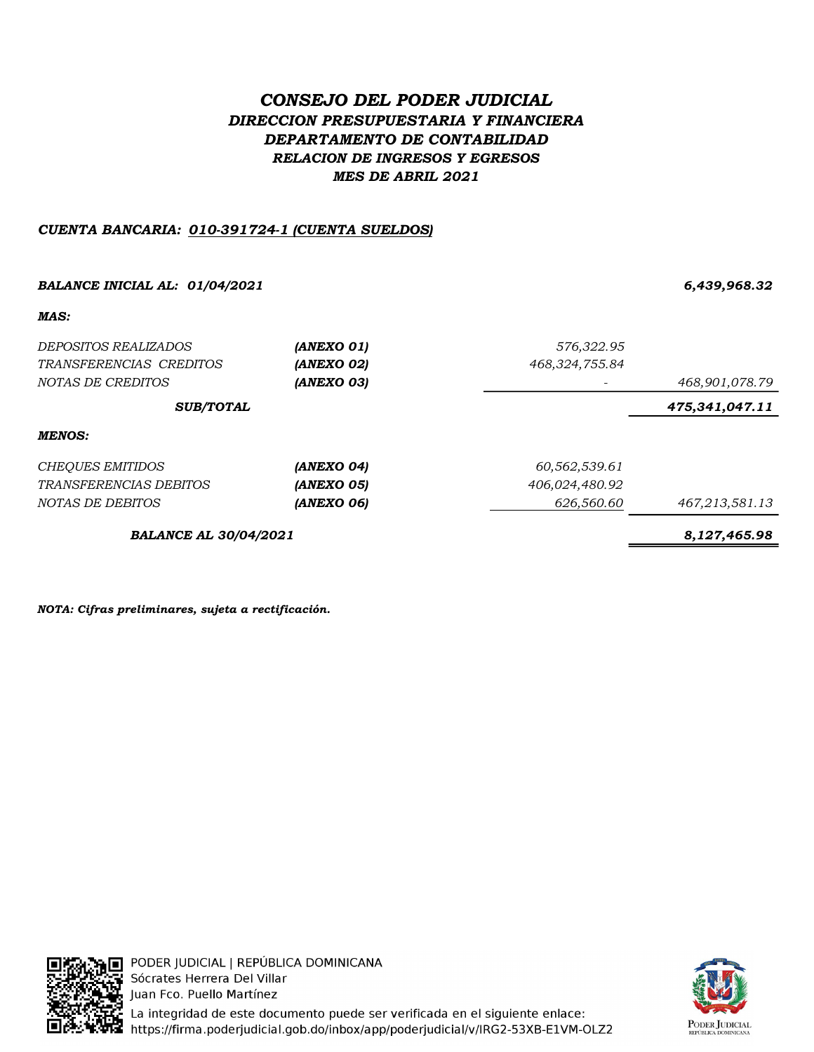# *CONSEJO DEL PODER JUDICIAL*

## *DIRECCION PRESUPUESTARIA Y FINANCIERA*

### *DEPARTAMENTO DE CONTABILIDAD*

### *RELACION DE INGRESOS Y EGRESOS*

### *MES DE ABRIL 2021*

***CUENTA BANCARIA:** 010-391724-1 (CUENTA SUELDOS)*

| | | | |
|---|---|---|---|
| ***BALANCE INICIAL AL: 01/04/2021*** | | | ***6,439,968.32*** |
| ***MAS:*** | | | |
| *DEPOSITOS REALIZADOS* | ***(ANEXO 01)*** | *576,322.95* | |
| *TRANSFERENCIAS CREDITOS* | ***(ANEXO 02)*** | *468,324,755.84* | |
| *NOTAS DE CREDITOS* | ***(ANEXO 03)*** | *-* | *468,901,078.79* |
| ***SUB/TOTAL*** | | | ***475,341,047.11*** |
| ***MENOS:*** | | | |
| *CHEQUES EMITIDOS* | ***(ANEXO 04)*** | *60,562,539.61* | |
| *TRANSFERENCIAS DEBITOS* | ***(ANEXO 05)*** | *406,024,480.92* | |
| *NOTAS DE DEBITOS* | ***(ANEXO 06)*** | *626,560.60* | *467,213,581.13* |
| ***BALANCE AL 30/04/2021*** | | | ***8,127,465.98*** |

***NOTA: Cifras preliminares, sujeta a rectificación.***

PODER JUDICIAL | REPÚBLICA DOMINICANA
Sócrates Herrera Del Villar
Juan Fco. Puello Martínez
La integridad de este documento puede ser verificada en el siguiente enlace:
https://firma.poderjudicial.gob.do/inbox/app/poderjudicial/v/IRG2-53XB-E1VM-OLZ2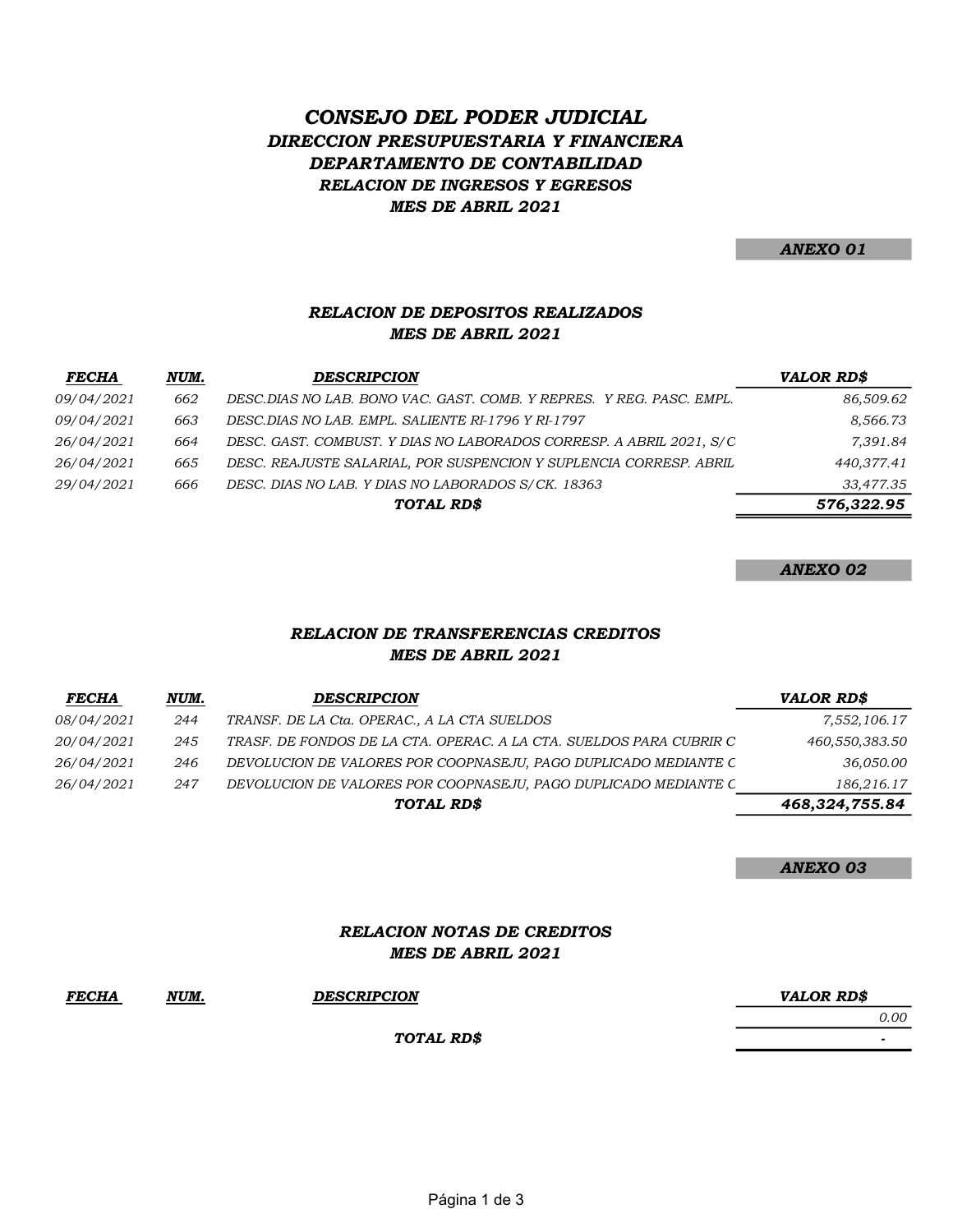# *CONSEJO DEL PODER JUDICIAL*

## *DIRECCION PRESUPUESTARIA Y FINANCIERA*

## *DEPARTAMENTO DE CONTABILIDAD*

### *RELACION DE INGRESOS Y EGRESOS*

### *MES DE ABRIL 2021*

***ANEXO 01***

### *RELACION DE DEPOSITOS REALIZADOS*
### *MES DE ABRIL 2021*

| *FECHA* | *NUM.* | *DESCRIPCION* | *VALOR RD$* |
|---|---|---|---|
| *09/04/2021* | *662* | *DESC.DIAS NO LAB. BONO VAC. GAST. COMB. Y REPRES. Y REG. PASC. EMPL.* | *86,509.62* |
| *09/04/2021* | *663* | *DESC.DIAS NO LAB. EMPL. SALIENTE RI-1796 Y RI-1797* | *8,566.73* |
| *26/04/2021* | *664* | *DESC. GAST. COMBUST. Y DIAS NO LABORADOS CORRESP. A ABRIL 2021, S/C* | *7,391.84* |
| *26/04/2021* | *665* | *DESC. REAJUSTE SALARIAL, POR SUSPENCION Y SUPLENCIA CORRESP. ABRIL* | *440,377.41* |
| *29/04/2021* | *666* | *DESC. DIAS NO LAB. Y DIAS NO LABORADOS S/CK. 18363* | *33,477.35* |
| | | ***TOTAL RD$*** | ***576,322.95*** |

***ANEXO 02***

### *RELACION DE TRANSFERENCIAS CREDITOS*
### *MES DE ABRIL 2021*

| *FECHA* | *NUM.* | *DESCRIPCION* | *VALOR RD$* |
|---|---|---|---|
| *08/04/2021* | *244* | *TRANSF. DE LA Cta. OPERAC., A LA CTA SUELDOS* | *7,552,106.17* |
| *20/04/2021* | *245* | *TRASF. DE FONDOS DE LA CTA. OPERAC. A LA CTA. SUELDOS PARA CUBRIR C* | *460,550,383.50* |
| *26/04/2021* | *246* | *DEVOLUCION DE VALORES POR COOPNASEJU, PAGO DUPLICADO MEDIANTE C* | *36,050.00* |
| *26/04/2021* | *247* | *DEVOLUCION DE VALORES POR COOPNASEJU, PAGO DUPLICADO MEDIANTE C* | *186,216.17* |
| | | ***TOTAL RD$*** | ***468,324,755.84*** |

***ANEXO 03***

### *RELACION NOTAS DE CREDITOS*
### *MES DE ABRIL 2021*

| *FECHA* | *NUM.* | *DESCRIPCION* | *VALOR RD$* |
|---|---|---|---|
| | | | *0.00* |
| | | ***TOTAL RD$*** | *-* |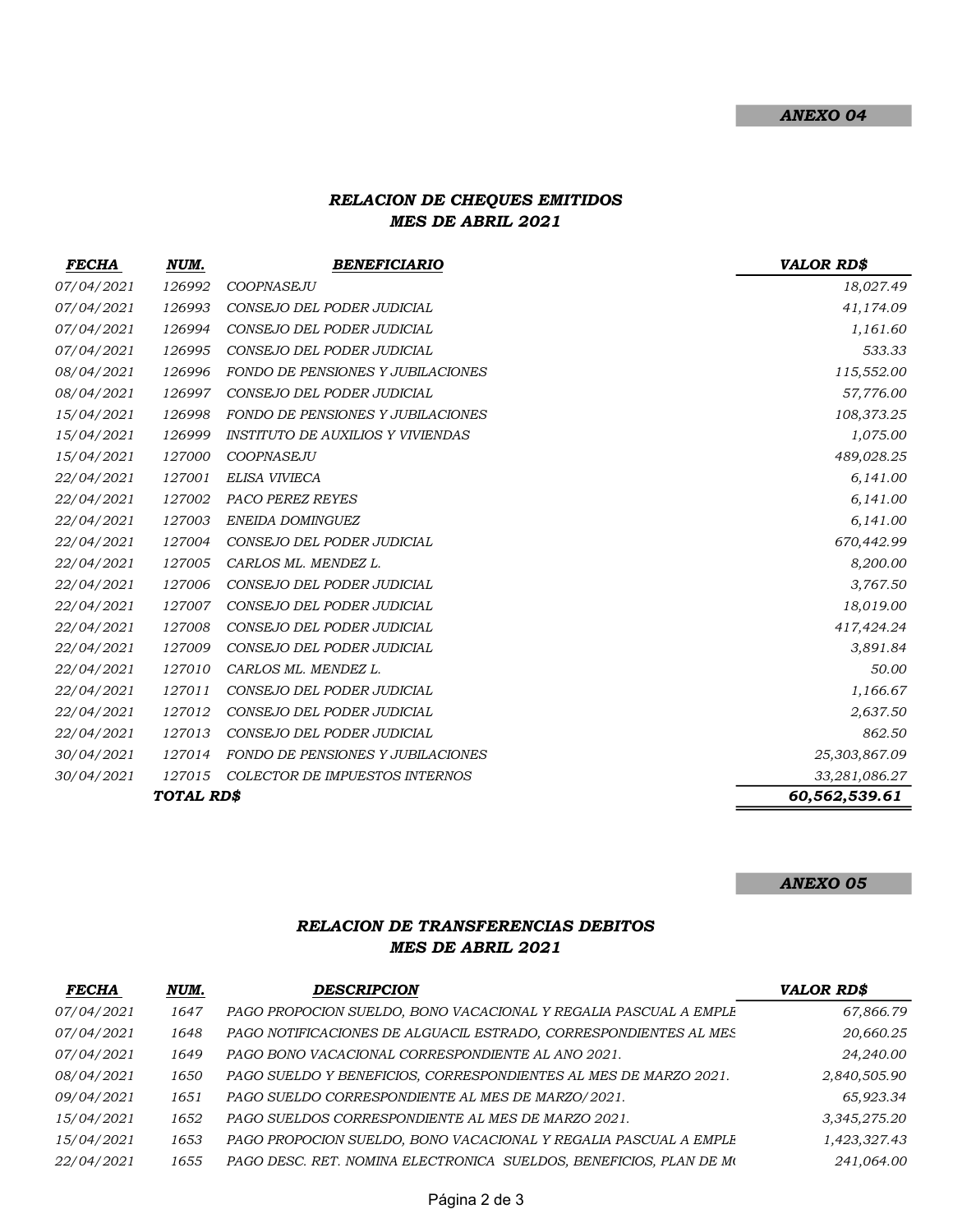***ANEXO 04***

### *RELACION DE CHEQUES EMITIDOS*
### *MES DE ABRIL 2021*

| *FECHA* | *NUM.* | *BENEFICIARIO* | *VALOR RD$* |
|---|---|---|---|
| 07/04/2021 | 126992 | COOPNASEJU | 18,027.49 |
| 07/04/2021 | 126993 | CONSEJO DEL PODER JUDICIAL | 41,174.09 |
| 07/04/2021 | 126994 | CONSEJO DEL PODER JUDICIAL | 1,161.60 |
| 07/04/2021 | 126995 | CONSEJO DEL PODER JUDICIAL | 533.33 |
| 08/04/2021 | 126996 | FONDO DE PENSIONES Y JUBILACIONES | 115,552.00 |
| 08/04/2021 | 126997 | CONSEJO DEL PODER JUDICIAL | 57,776.00 |
| 15/04/2021 | 126998 | FONDO DE PENSIONES Y JUBILACIONES | 108,373.25 |
| 15/04/2021 | 126999 | INSTITUTO DE AUXILIOS Y VIVIENDAS | 1,075.00 |
| 15/04/2021 | 127000 | COOPNASEJU | 489,028.25 |
| 22/04/2021 | 127001 | ELISA VIVIECA | 6,141.00 |
| 22/04/2021 | 127002 | PACO PEREZ REYES | 6,141.00 |
| 22/04/2021 | 127003 | ENEIDA DOMINGUEZ | 6,141.00 |
| 22/04/2021 | 127004 | CONSEJO DEL PODER JUDICIAL | 670,442.99 |
| 22/04/2021 | 127005 | CARLOS ML. MENDEZ L. | 8,200.00 |
| 22/04/2021 | 127006 | CONSEJO DEL PODER JUDICIAL | 3,767.50 |
| 22/04/2021 | 127007 | CONSEJO DEL PODER JUDICIAL | 18,019.00 |
| 22/04/2021 | 127008 | CONSEJO DEL PODER JUDICIAL | 417,424.24 |
| 22/04/2021 | 127009 | CONSEJO DEL PODER JUDICIAL | 3,891.84 |
| 22/04/2021 | 127010 | CARLOS ML. MENDEZ L. | 50.00 |
| 22/04/2021 | 127011 | CONSEJO DEL PODER JUDICIAL | 1,166.67 |
| 22/04/2021 | 127012 | CONSEJO DEL PODER JUDICIAL | 2,637.50 |
| 22/04/2021 | 127013 | CONSEJO DEL PODER JUDICIAL | 862.50 |
| 30/04/2021 | 127014 | FONDO DE PENSIONES Y JUBILACIONES | 25,303,867.09 |
| 30/04/2021 | 127015 | COLECTOR DE IMPUESTOS INTERNOS | 33,281,086.27 |
| | ***TOTAL RD$*** | | ***60,562,539.61*** |

***ANEXO 05***

### *RELACION DE TRANSFERENCIAS DEBITOS*
### *MES DE ABRIL 2021*

| *FECHA* | *NUM.* | *DESCRIPCION* | *VALOR RD$* |
|---|---|---|---|
| 07/04/2021 | 1647 | PAGO PROPOCION SUELDO, BONO VACACIONAL Y REGALIA PASCUAL A EMPLE | 67,866.79 |
| 07/04/2021 | 1648 | PAGO NOTIFICACIONES DE ALGUACIL ESTRADO, CORRESPONDIENTES AL MES | 20,660.25 |
| 07/04/2021 | 1649 | PAGO BONO VACACIONAL CORRESPONDIENTE AL ANO 2021. | 24,240.00 |
| 08/04/2021 | 1650 | PAGO SUELDO Y BENEFICIOS, CORRESPONDIENTES AL MES DE MARZO 2021. | 2,840,505.90 |
| 09/04/2021 | 1651 | PAGO SUELDO CORRESPONDIENTE AL MES DE MARZO/2021. | 65,923.34 |
| 15/04/2021 | 1652 | PAGO SUELDOS CORRESPONDIENTE AL MES DE MARZO 2021. | 3,345,275.20 |
| 15/04/2021 | 1653 | PAGO PROPOCION SUELDO, BONO VACACIONAL Y REGALIA PASCUAL A EMPLE | 1,423,327.43 |
| 22/04/2021 | 1655 | PAGO DESC. RET. NOMINA ELECTRONICA SUELDOS, BENEFICIOS, PLAN DE MO | 241,064.00 |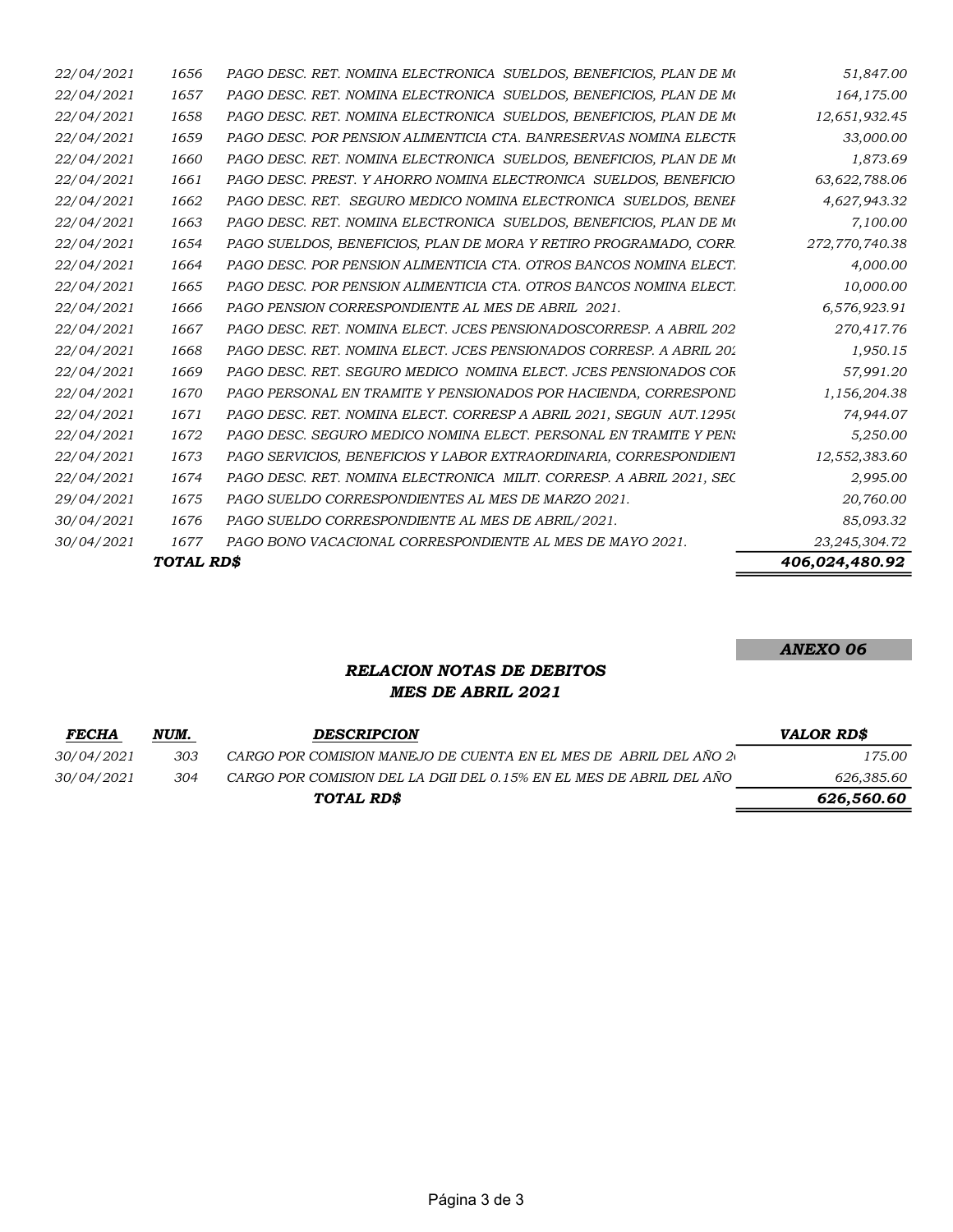| | | | |
|---|---|---|---|
| 22/04/2021 | 1656 | PAGO DESC. RET. NOMINA ELECTRONICA SUELDOS, BENEFICIOS, PLAN DE MO | 51,847.00 |
| 22/04/2021 | 1657 | PAGO DESC. RET. NOMINA ELECTRONICA SUELDOS, BENEFICIOS, PLAN DE MO | 164,175.00 |
| 22/04/2021 | 1658 | PAGO DESC. RET. NOMINA ELECTRONICA SUELDOS, BENEFICIOS, PLAN DE MO | 12,651,932.45 |
| 22/04/2021 | 1659 | PAGO DESC. POR PENSION ALIMENTICIA CTA. BANRESERVAS NOMINA ELECTR | 33,000.00 |
| 22/04/2021 | 1660 | PAGO DESC. RET. NOMINA ELECTRONICA SUELDOS, BENEFICIOS, PLAN DE MO | 1,873.69 |
| 22/04/2021 | 1661 | PAGO DESC. PREST. Y AHORRO NOMINA ELECTRONICA SUELDOS, BENEFICIO | 63,622,788.06 |
| 22/04/2021 | 1662 | PAGO DESC. RET. SEGURO MEDICO NOMINA ELECTRONICA SUELDOS, BENEF | 4,627,943.32 |
| 22/04/2021 | 1663 | PAGO DESC. RET. NOMINA ELECTRONICA SUELDOS, BENEFICIOS, PLAN DE MO | 7,100.00 |
| 22/04/2021 | 1654 | PAGO SUELDOS, BENEFICIOS, PLAN DE MORA Y RETIRO PROGRAMADO, CORR. | 272,770,740.38 |
| 22/04/2021 | 1664 | PAGO DESC. POR PENSION ALIMENTICIA CTA. OTROS BANCOS NOMINA ELECT. | 4,000.00 |
| 22/04/2021 | 1665 | PAGO DESC. POR PENSION ALIMENTICIA CTA. OTROS BANCOS NOMINA ELECT. | 10,000.00 |
| 22/04/2021 | 1666 | PAGO PENSION CORRESPONDIENTE AL MES DE ABRIL 2021. | 6,576,923.91 |
| 22/04/2021 | 1667 | PAGO DESC. RET. NOMINA ELECT. JCES PENSIONADOSCORRESP. A ABRIL 202 | 270,417.76 |
| 22/04/2021 | 1668 | PAGO DESC. RET. NOMINA ELECT. JCES PENSIONADOS CORRESP. A ABRIL 202 | 1,950.15 |
| 22/04/2021 | 1669 | PAGO DESC. RET. SEGURO MEDICO NOMINA ELECT. JCES PENSIONADOS COR | 57,991.20 |
| 22/04/2021 | 1670 | PAGO PERSONAL EN TRAMITE Y PENSIONADOS POR HACIENDA, CORRESPOND | 1,156,204.38 |
| 22/04/2021 | 1671 | PAGO DESC. RET. NOMINA ELECT. CORRESP A ABRIL 2021, SEGUN AUT.1295( | 74,944.07 |
| 22/04/2021 | 1672 | PAGO DESC. SEGURO MEDICO NOMINA ELECT. PERSONAL EN TRAMITE Y PENS | 5,250.00 |
| 22/04/2021 | 1673 | PAGO SERVICIOS, BENEFICIOS Y LABOR EXTRAORDINARIA, CORRESPONDIENT | 12,552,383.60 |
| 22/04/2021 | 1674 | PAGO DESC. RET. NOMINA ELECTRONICA MILIT. CORRESP. A ABRIL 2021, SEC | 2,995.00 |
| 29/04/2021 | 1675 | PAGO SUELDO CORRESPONDIENTES AL MES DE MARZO 2021. | 20,760.00 |
| 30/04/2021 | 1676 | PAGO SUELDO CORRESPONDIENTE AL MES DE ABRIL/2021. | 85,093.32 |
| 30/04/2021 | 1677 | PAGO BONO VACACIONAL CORRESPONDIENTE AL MES DE MAYO 2021. | 23,245,304.72 |
| | ***TOTAL RD$*** | | ***406,024,480.92*** |

***ANEXO 06***

## *RELACION NOTAS DE DEBITOS*
## *MES DE ABRIL 2021*

| ***FECHA*** | ***NUM.*** | ***DESCRIPCION*** | ***VALOR RD$*** |
|---|---|---|---|
| 30/04/2021 | 303 | CARGO POR COMISION MANEJO DE CUENTA EN EL MES DE ABRIL DEL AÑO 2( | 175.00 |
| 30/04/2021 | 304 | CARGO POR COMISION DEL LA DGII DEL 0.15% EN EL MES DE ABRIL DEL AÑO | 626,385.60 |
| | | ***TOTAL RD$*** | ***626,560.60*** |